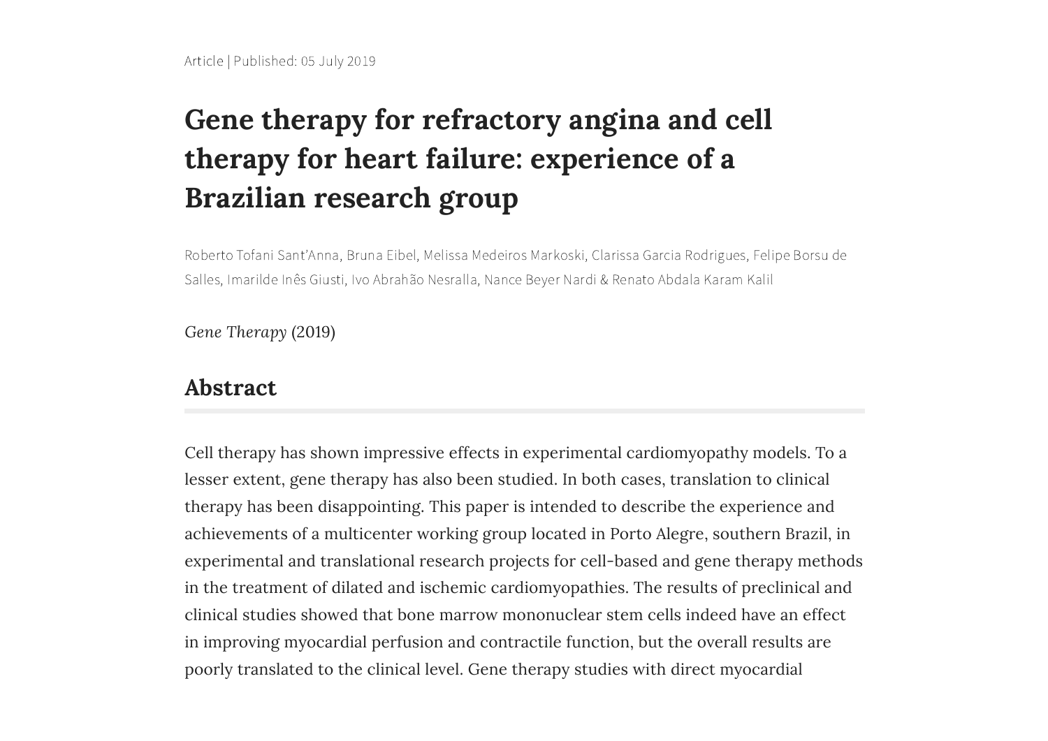Article | Published: 05 July 2019

# Gene therapy for refractory angina and cell therapy for heart failure: experience of a Brazilian research group

Roberto Tofani Sant'Anna, Bruna Eibel, Melissa Medeiros Markoski, Clarissa Garcia Rodrigues, Felipe Borsu de Salles, Imarilde Inês Giusti, Ivo Abrahão Nesralla, Nance Beyer Nardi & Renato Abdala Karam Kalil

*Gene Therapy* (2019)

## Abstract

Cell therapy has shown impressive effects in experimental cardiomyopathy models. To a lesser extent, gene therapy has also been studied. In both cases, translation to clinical therapy has been disappointing. This paper is intended to describe the experience and achievements of a multicenter working group located in Porto Alegre, southern Brazil, in experimental and translational research projects for cell-based and gene therapy methods in the treatment of dilated and ischemic cardiomyopathies. The results of preclinical and clinical studies showed that bone marrow mononuclear stem cells indeed have an effect in improving myocardial perfusion and contractile function, but the overall results are poorly translated to the clinical level. Gene therapy studies with direct myocardial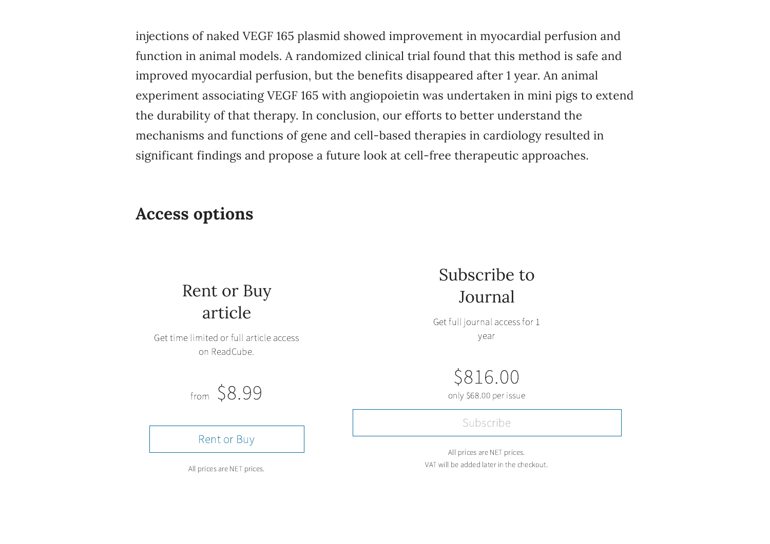injections of naked VEGF 165 plasmid showed improvement in myocardial perfusion and function in animal models. A randomized clinical trial found that this method is safe and improved myocardial perfusion, but the benefits disappeared after 1 year. An animal experiment associating VEGF 165 with angiopoietin was undertaken in mini pigs to extend the durability of that therapy. In conclusion, our efforts to better understand the mechanisms and functions of gene and cell-based therapies in cardiology resulted in significant findings and propose a future look at cell-free therapeutic approaches.

## Access options

### Rent or Buy article

Get time limited or full article access on ReadCube.

from $8.99

Rent or Buy

All prices are NET prices.

### Subscribe to Journal

Get full journal access for 1 year

$816.00

only $68.00 per issue

Subscribe

All prices are NET prices.
VAT will be added later in the checkout.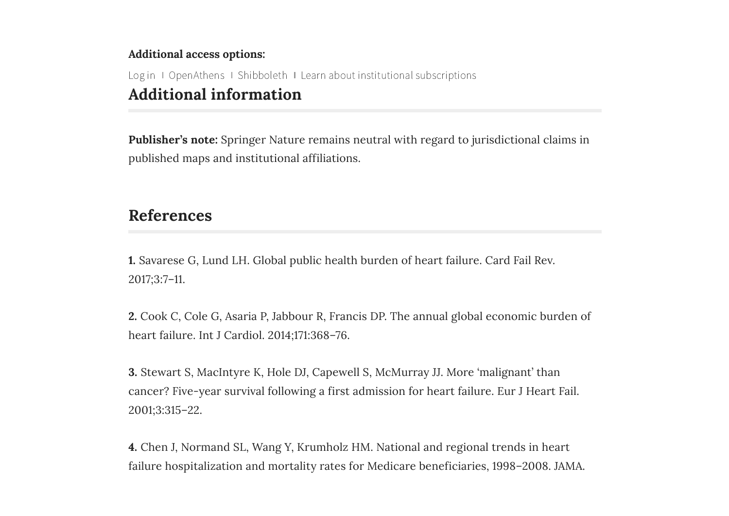**Additional access options:**

Log in | OpenAthens | Shibboleth | Learn about institutional subscriptions

## Additional information

**Publisher's note:** Springer Nature remains neutral with regard to jurisdictional claims in published maps and institutional affiliations.

## References

**1.** Savarese G, Lund LH. Global public health burden of heart failure. Card Fail Rev. 2017;3:7–11.

**2.** Cook C, Cole G, Asaria P, Jabbour R, Francis DP. The annual global economic burden of heart failure. Int J Cardiol. 2014;171:368–76.

**3.** Stewart S, MacIntyre K, Hole DJ, Capewell S, McMurray JJ. More 'malignant' than cancer? Five-year survival following a first admission for heart failure. Eur J Heart Fail. 2001;3:315–22.

**4.** Chen J, Normand SL, Wang Y, Krumholz HM. National and regional trends in heart failure hospitalization and mortality rates for Medicare beneficiaries, 1998–2008. JAMA.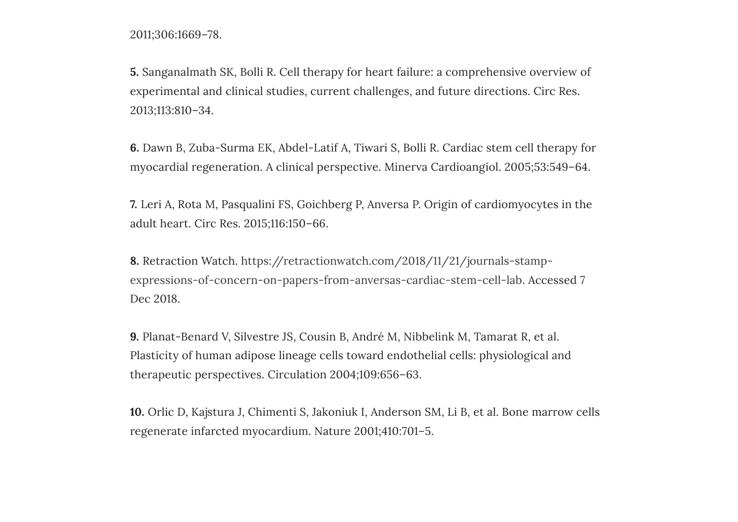2011;306:1669–78.

**5.** Sanganalmath SK, Bolli R. Cell therapy for heart failure: a comprehensive overview of experimental and clinical studies, current challenges, and future directions. Circ Res. 2013;113:810–34.

**6.** Dawn B, Zuba-Surma EK, Abdel-Latif A, Tiwari S, Bolli R. Cardiac stem cell therapy for myocardial regeneration. A clinical perspective. Minerva Cardioangiol. 2005;53:549–64.

**7.** Leri A, Rota M, Pasqualini FS, Goichberg P, Anversa P. Origin of cardiomyocytes in the adult heart. Circ Res. 2015;116:150–66.

**8.** Retraction Watch. https://retractionwatch.com/2018/11/21/journals-stamp-expressions-of-concern-on-papers-from-anversas-cardiac-stem-cell-lab. Accessed 7 Dec 2018.

**9.** Planat-Benard V, Silvestre JS, Cousin B, André M, Nibbelink M, Tamarat R, et al. Plasticity of human adipose lineage cells toward endothelial cells: physiological and therapeutic perspectives. Circulation 2004;109:656–63.

**10.** Orlic D, Kajstura J, Chimenti S, Jakoniuk I, Anderson SM, Li B, et al. Bone marrow cells regenerate infarcted myocardium. Nature 2001;410:701–5.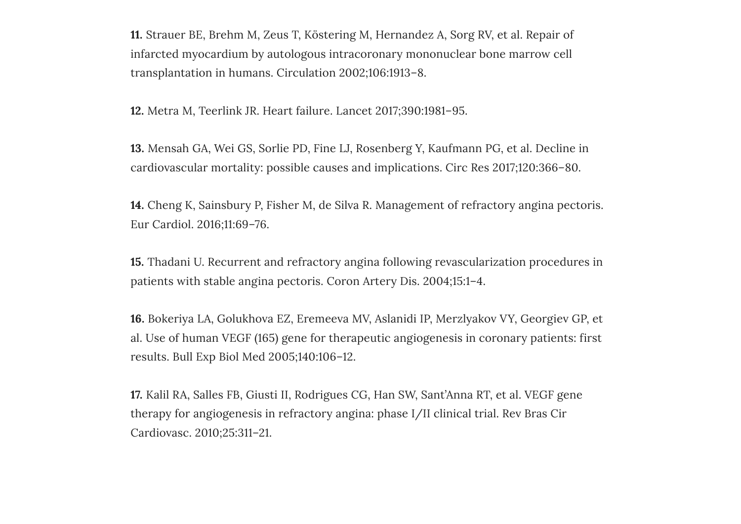**11.** Strauer BE, Brehm M, Zeus T, Köstering M, Hernandez A, Sorg RV, et al. Repair of infarcted myocardium by autologous intracoronary mononuclear bone marrow cell transplantation in humans. Circulation 2002;106:1913–8.

**12.** Metra M, Teerlink JR. Heart failure. Lancet 2017;390:1981–95.

**13.** Mensah GA, Wei GS, Sorlie PD, Fine LJ, Rosenberg Y, Kaufmann PG, et al. Decline in cardiovascular mortality: possible causes and implications. Circ Res 2017;120:366–80.

**14.** Cheng K, Sainsbury P, Fisher M, de Silva R. Management of refractory angina pectoris. Eur Cardiol. 2016;11:69–76.

**15.** Thadani U. Recurrent and refractory angina following revascularization procedures in patients with stable angina pectoris. Coron Artery Dis. 2004;15:1–4.

**16.** Bokeriya LA, Golukhova EZ, Eremeeva MV, Aslanidi IP, Merzlyakov VY, Georgiev GP, et al. Use of human VEGF (165) gene for therapeutic angiogenesis in coronary patients: first results. Bull Exp Biol Med 2005;140:106–12.

**17.** Kalil RA, Salles FB, Giusti II, Rodrigues CG, Han SW, Sant'Anna RT, et al. VEGF gene therapy for angiogenesis in refractory angina: phase I/II clinical trial. Rev Bras Cir Cardiovasc. 2010;25:311–21.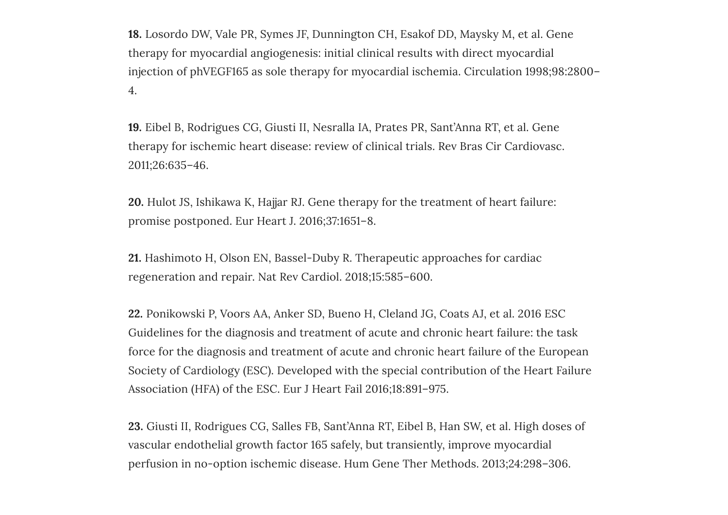**18.** Losordo DW, Vale PR, Symes JF, Dunnington CH, Esakof DD, Maysky M, et al. Gene therapy for myocardial angiogenesis: initial clinical results with direct myocardial injection of phVEGF165 as sole therapy for myocardial ischemia. Circulation 1998;98:2800–4.

**19.** Eibel B, Rodrigues CG, Giusti II, Nesralla IA, Prates PR, Sant'Anna RT, et al. Gene therapy for ischemic heart disease: review of clinical trials. Rev Bras Cir Cardiovasc. 2011;26:635–46.

**20.** Hulot JS, Ishikawa K, Hajjar RJ. Gene therapy for the treatment of heart failure: promise postponed. Eur Heart J. 2016;37:1651–8.

**21.** Hashimoto H, Olson EN, Bassel-Duby R. Therapeutic approaches for cardiac regeneration and repair. Nat Rev Cardiol. 2018;15:585–600.

**22.** Ponikowski P, Voors AA, Anker SD, Bueno H, Cleland JG, Coats AJ, et al. 2016 ESC Guidelines for the diagnosis and treatment of acute and chronic heart failure: the task force for the diagnosis and treatment of acute and chronic heart failure of the European Society of Cardiology (ESC). Developed with the special contribution of the Heart Failure Association (HFA) of the ESC. Eur J Heart Fail 2016;18:891–975.

**23.** Giusti II, Rodrigues CG, Salles FB, Sant'Anna RT, Eibel B, Han SW, et al. High doses of vascular endothelial growth factor 165 safely, but transiently, improve myocardial perfusion in no-option ischemic disease. Hum Gene Ther Methods. 2013;24:298–306.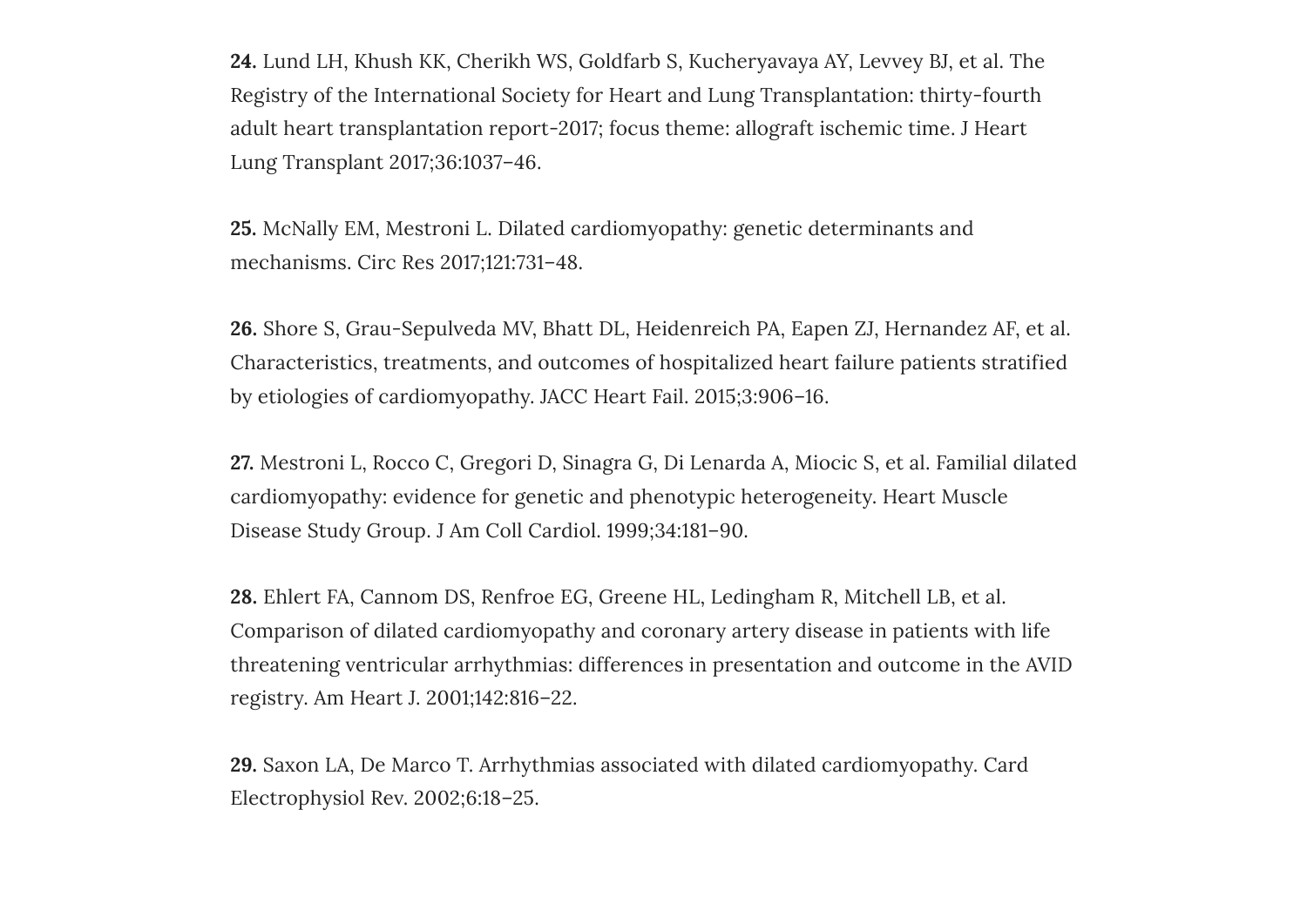**24.** Lund LH, Khush KK, Cherikh WS, Goldfarb S, Kucheryavaya AY, Levvey BJ, et al. The Registry of the International Society for Heart and Lung Transplantation: thirty-fourth adult heart transplantation report-2017; focus theme: allograft ischemic time. J Heart Lung Transplant 2017;36:1037–46.

**25.** McNally EM, Mestroni L. Dilated cardiomyopathy: genetic determinants and mechanisms. Circ Res 2017;121:731–48.

**26.** Shore S, Grau-Sepulveda MV, Bhatt DL, Heidenreich PA, Eapen ZJ, Hernandez AF, et al. Characteristics, treatments, and outcomes of hospitalized heart failure patients stratified by etiologies of cardiomyopathy. JACC Heart Fail. 2015;3:906–16.

**27.** Mestroni L, Rocco C, Gregori D, Sinagra G, Di Lenarda A, Miocic S, et al. Familial dilated cardiomyopathy: evidence for genetic and phenotypic heterogeneity. Heart Muscle Disease Study Group. J Am Coll Cardiol. 1999;34:181–90.

**28.** Ehlert FA, Cannom DS, Renfroe EG, Greene HL, Ledingham R, Mitchell LB, et al. Comparison of dilated cardiomyopathy and coronary artery disease in patients with life threatening ventricular arrhythmias: differences in presentation and outcome in the AVID registry. Am Heart J. 2001;142:816–22.

**29.** Saxon LA, De Marco T. Arrhythmias associated with dilated cardiomyopathy. Card Electrophysiol Rev. 2002;6:18–25.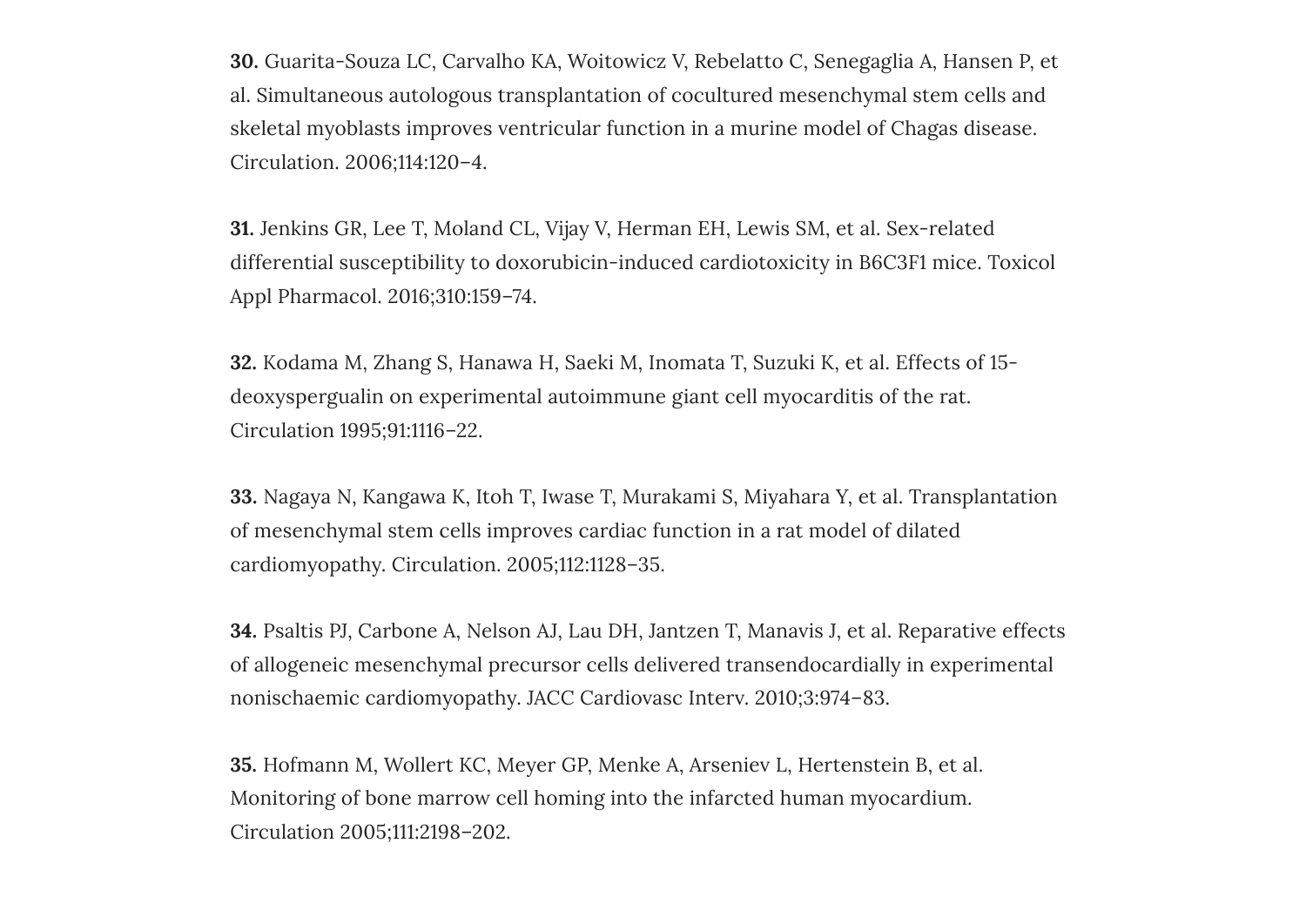**30.** Guarita-Souza LC, Carvalho KA, Woitowicz V, Rebelatto C, Senegaglia A, Hansen P, et al. Simultaneous autologous transplantation of cocultured mesenchymal stem cells and skeletal myoblasts improves ventricular function in a murine model of Chagas disease. Circulation. 2006;114:120–4.

**31.** Jenkins GR, Lee T, Moland CL, Vijay V, Herman EH, Lewis SM, et al. Sex-related differential susceptibility to doxorubicin-induced cardiotoxicity in B6C3F1 mice. Toxicol Appl Pharmacol. 2016;310:159–74.

**32.** Kodama M, Zhang S, Hanawa H, Saeki M, Inomata T, Suzuki K, et al. Effects of 15-deoxyspergualin on experimental autoimmune giant cell myocarditis of the rat. Circulation 1995;91:1116–22.

**33.** Nagaya N, Kangawa K, Itoh T, Iwase T, Murakami S, Miyahara Y, et al. Transplantation of mesenchymal stem cells improves cardiac function in a rat model of dilated cardiomyopathy. Circulation. 2005;112:1128–35.

**34.** Psaltis PJ, Carbone A, Nelson AJ, Lau DH, Jantzen T, Manavis J, et al. Reparative effects of allogeneic mesenchymal precursor cells delivered transendocardially in experimental nonischaemic cardiomyopathy. JACC Cardiovasc Interv. 2010;3:974–83.

**35.** Hofmann M, Wollert KC, Meyer GP, Menke A, Arseniev L, Hertenstein B, et al. Monitoring of bone marrow cell homing into the infarcted human myocardium. Circulation 2005;111:2198–202.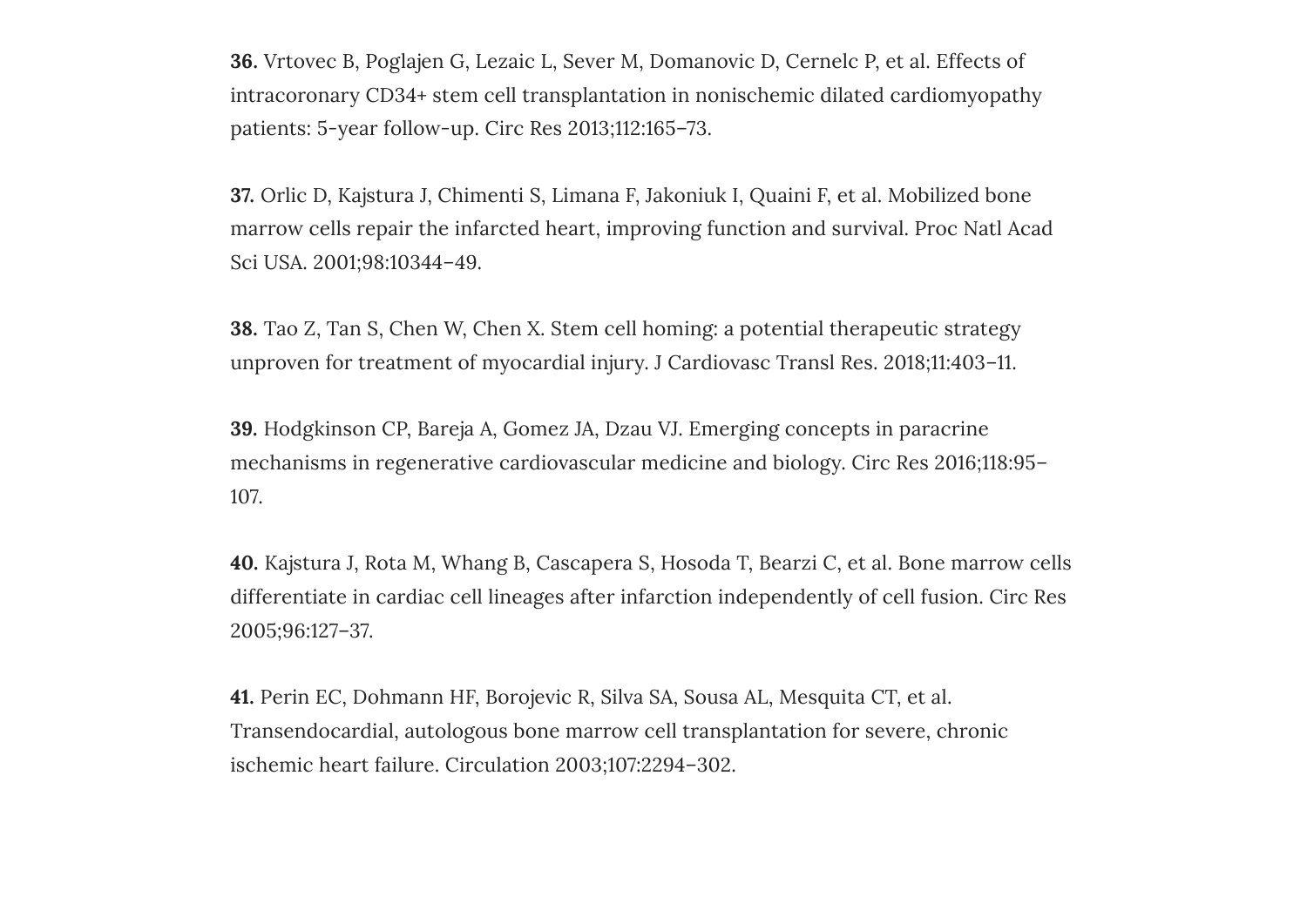**36.** Vrtovec B, Poglajen G, Lezaic L, Sever M, Domanovic D, Cernelc P, et al. Effects of intracoronary CD34+ stem cell transplantation in nonischemic dilated cardiomyopathy patients: 5-year follow-up. Circ Res 2013;112:165–73.

**37.** Orlic D, Kajstura J, Chimenti S, Limana F, Jakoniuk I, Quaini F, et al. Mobilized bone marrow cells repair the infarcted heart, improving function and survival. Proc Natl Acad Sci USA. 2001;98:10344–49.

**38.** Tao Z, Tan S, Chen W, Chen X. Stem cell homing: a potential therapeutic strategy unproven for treatment of myocardial injury. J Cardiovasc Transl Res. 2018;11:403–11.

**39.** Hodgkinson CP, Bareja A, Gomez JA, Dzau VJ. Emerging concepts in paracrine mechanisms in regenerative cardiovascular medicine and biology. Circ Res 2016;118:95–107.

**40.** Kajstura J, Rota M, Whang B, Cascapera S, Hosoda T, Bearzi C, et al. Bone marrow cells differentiate in cardiac cell lineages after infarction independently of cell fusion. Circ Res 2005;96:127–37.

**41.** Perin EC, Dohmann HF, Borojevic R, Silva SA, Sousa AL, Mesquita CT, et al. Transendocardial, autologous bone marrow cell transplantation for severe, chronic ischemic heart failure. Circulation 2003;107:2294–302.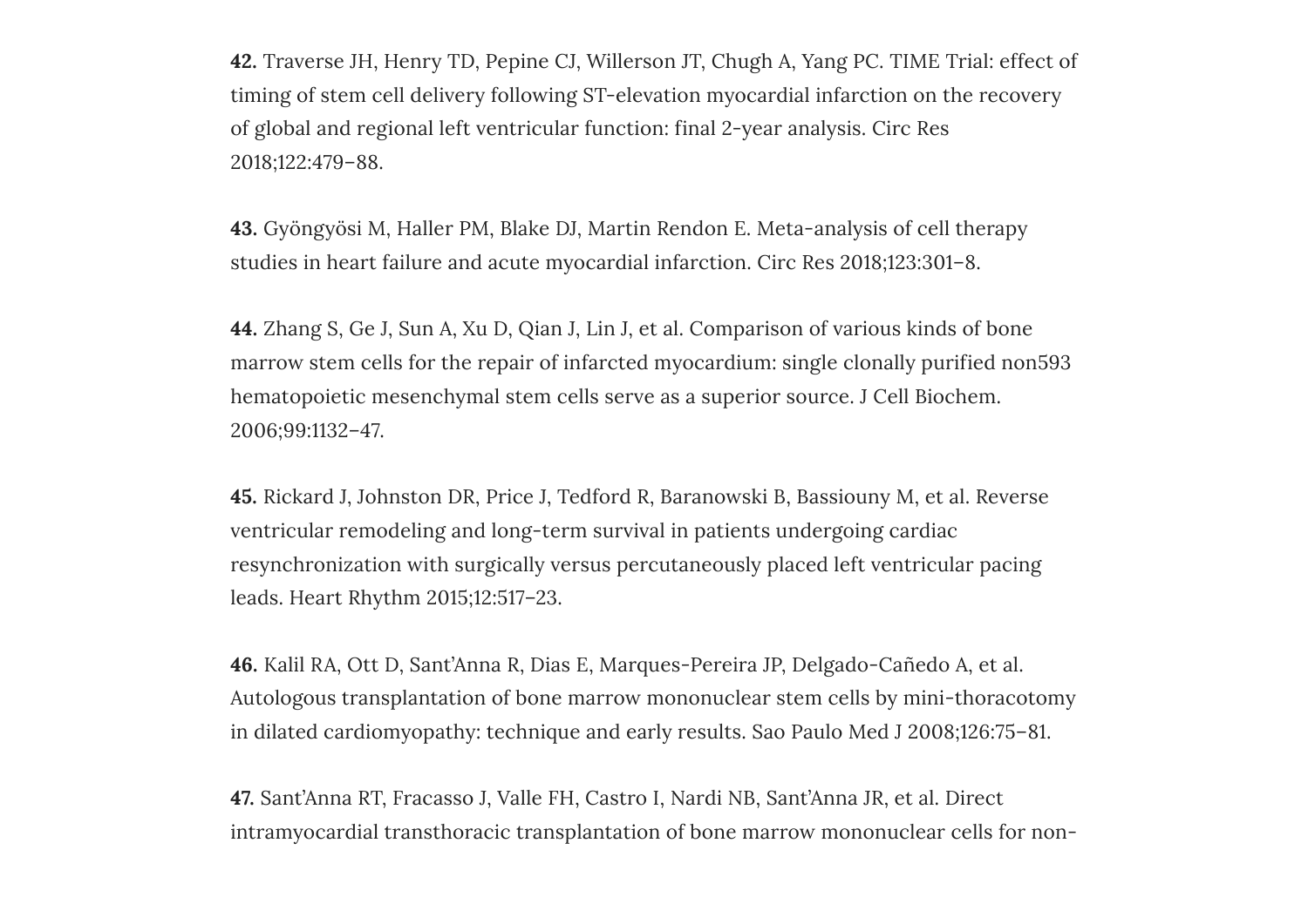**42.** Traverse JH, Henry TD, Pepine CJ, Willerson JT, Chugh A, Yang PC. TIME Trial: effect of timing of stem cell delivery following ST-elevation myocardial infarction on the recovery of global and regional left ventricular function: final 2-year analysis. Circ Res 2018;122:479–88.

**43.** Gyöngyösi M, Haller PM, Blake DJ, Martin Rendon E. Meta-analysis of cell therapy studies in heart failure and acute myocardial infarction. Circ Res 2018;123:301–8.

**44.** Zhang S, Ge J, Sun A, Xu D, Qian J, Lin J, et al. Comparison of various kinds of bone marrow stem cells for the repair of infarcted myocardium: single clonally purified non593 hematopoietic mesenchymal stem cells serve as a superior source. J Cell Biochem. 2006;99:1132–47.

**45.** Rickard J, Johnston DR, Price J, Tedford R, Baranowski B, Bassiouny M, et al. Reverse ventricular remodeling and long-term survival in patients undergoing cardiac resynchronization with surgically versus percutaneously placed left ventricular pacing leads. Heart Rhythm 2015;12:517–23.

**46.** Kalil RA, Ott D, Sant'Anna R, Dias E, Marques-Pereira JP, Delgado-Cañedo A, et al. Autologous transplantation of bone marrow mononuclear stem cells by mini-thoracotomy in dilated cardiomyopathy: technique and early results. Sao Paulo Med J 2008;126:75–81.

**47.** Sant'Anna RT, Fracasso J, Valle FH, Castro I, Nardi NB, Sant'Anna JR, et al. Direct intramyocardial transthoracic transplantation of bone marrow mononuclear cells for non-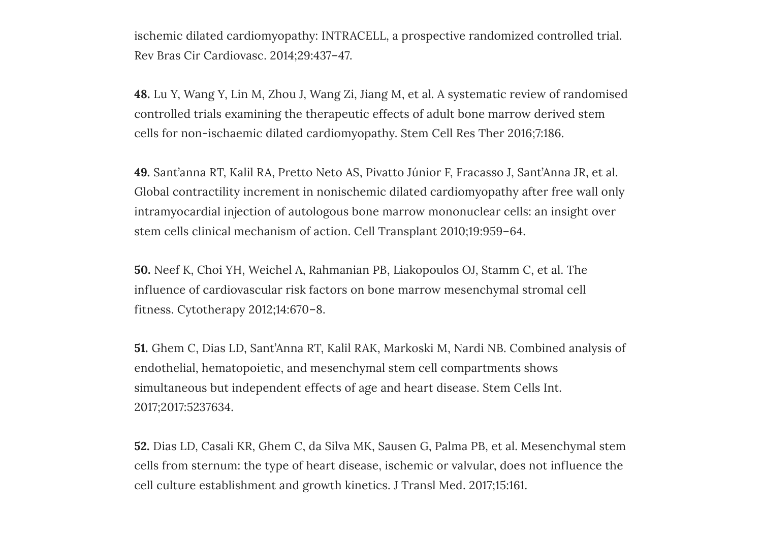ischemic dilated cardiomyopathy: INTRACELL, a prospective randomized controlled trial. Rev Bras Cir Cardiovasc. 2014;29:437–47.

**48.** Lu Y, Wang Y, Lin M, Zhou J, Wang Zi, Jiang M, et al. A systematic review of randomised controlled trials examining the therapeutic effects of adult bone marrow derived stem cells for non-ischaemic dilated cardiomyopathy. Stem Cell Res Ther 2016;7:186.

**49.** Sant'anna RT, Kalil RA, Pretto Neto AS, Pivatto Júnior F, Fracasso J, Sant'Anna JR, et al. Global contractility increment in nonischemic dilated cardiomyopathy after free wall only intramyocardial injection of autologous bone marrow mononuclear cells: an insight over stem cells clinical mechanism of action. Cell Transplant 2010;19:959–64.

**50.** Neef K, Choi YH, Weichel A, Rahmanian PB, Liakopoulos OJ, Stamm C, et al. The influence of cardiovascular risk factors on bone marrow mesenchymal stromal cell fitness. Cytotherapy 2012;14:670–8.

**51.** Ghem C, Dias LD, Sant'Anna RT, Kalil RAK, Markoski M, Nardi NB. Combined analysis of endothelial, hematopoietic, and mesenchymal stem cell compartments shows simultaneous but independent effects of age and heart disease. Stem Cells Int. 2017;2017:5237634.

**52.** Dias LD, Casali KR, Ghem C, da Silva MK, Sausen G, Palma PB, et al. Mesenchymal stem cells from sternum: the type of heart disease, ischemic or valvular, does not influence the cell culture establishment and growth kinetics. J Transl Med. 2017;15:161.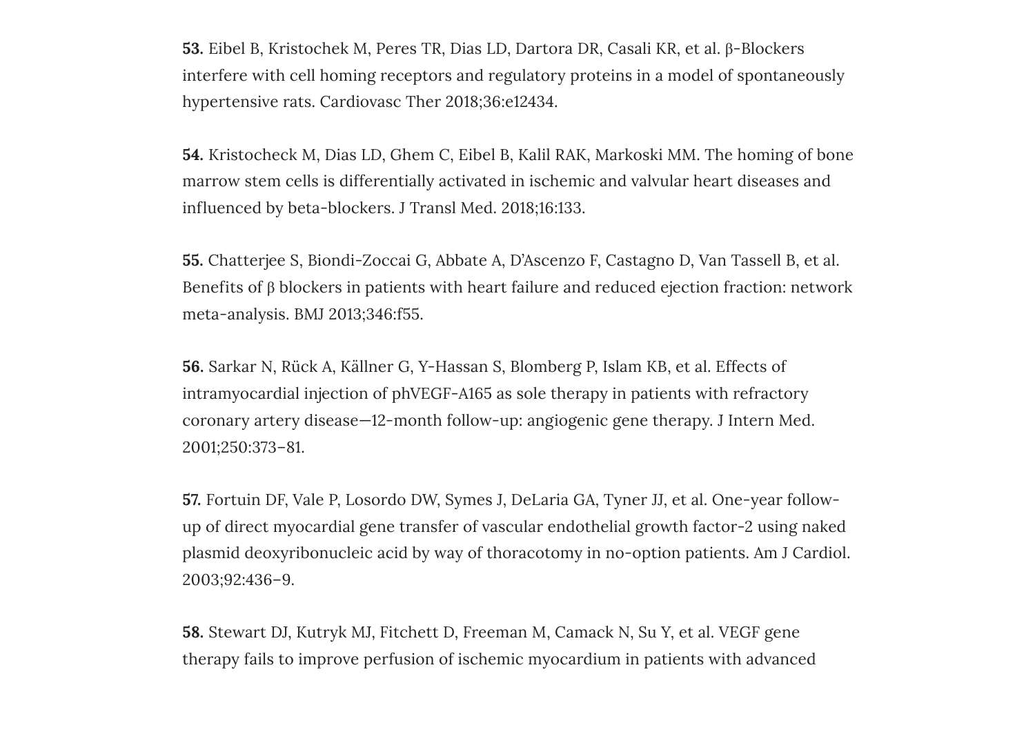**53.** Eibel B, Kristochek M, Peres TR, Dias LD, Dartora DR, Casali KR, et al. β-Blockers interfere with cell homing receptors and regulatory proteins in a model of spontaneously hypertensive rats. Cardiovasc Ther 2018;36:e12434.

**54.** Kristocheck M, Dias LD, Ghem C, Eibel B, Kalil RAK, Markoski MM. The homing of bone marrow stem cells is differentially activated in ischemic and valvular heart diseases and influenced by beta-blockers. J Transl Med. 2018;16:133.

**55.** Chatterjee S, Biondi-Zoccai G, Abbate A, D'Ascenzo F, Castagno D, Van Tassell B, et al. Benefits of β blockers in patients with heart failure and reduced ejection fraction: network meta-analysis. BMJ 2013;346:f55.

**56.** Sarkar N, Rück A, Källner G, Y-Hassan S, Blomberg P, Islam KB, et al. Effects of intramyocardial injection of phVEGF-A165 as sole therapy in patients with refractory coronary artery disease—12-month follow-up: angiogenic gene therapy. J Intern Med. 2001;250:373–81.

**57.** Fortuin DF, Vale P, Losordo DW, Symes J, DeLaria GA, Tyner JJ, et al. One-year follow-up of direct myocardial gene transfer of vascular endothelial growth factor-2 using naked plasmid deoxyribonucleic acid by way of thoracotomy in no-option patients. Am J Cardiol. 2003;92:436–9.

**58.** Stewart DJ, Kutryk MJ, Fitchett D, Freeman M, Camack N, Su Y, et al. VEGF gene therapy fails to improve perfusion of ischemic myocardium in patients with advanced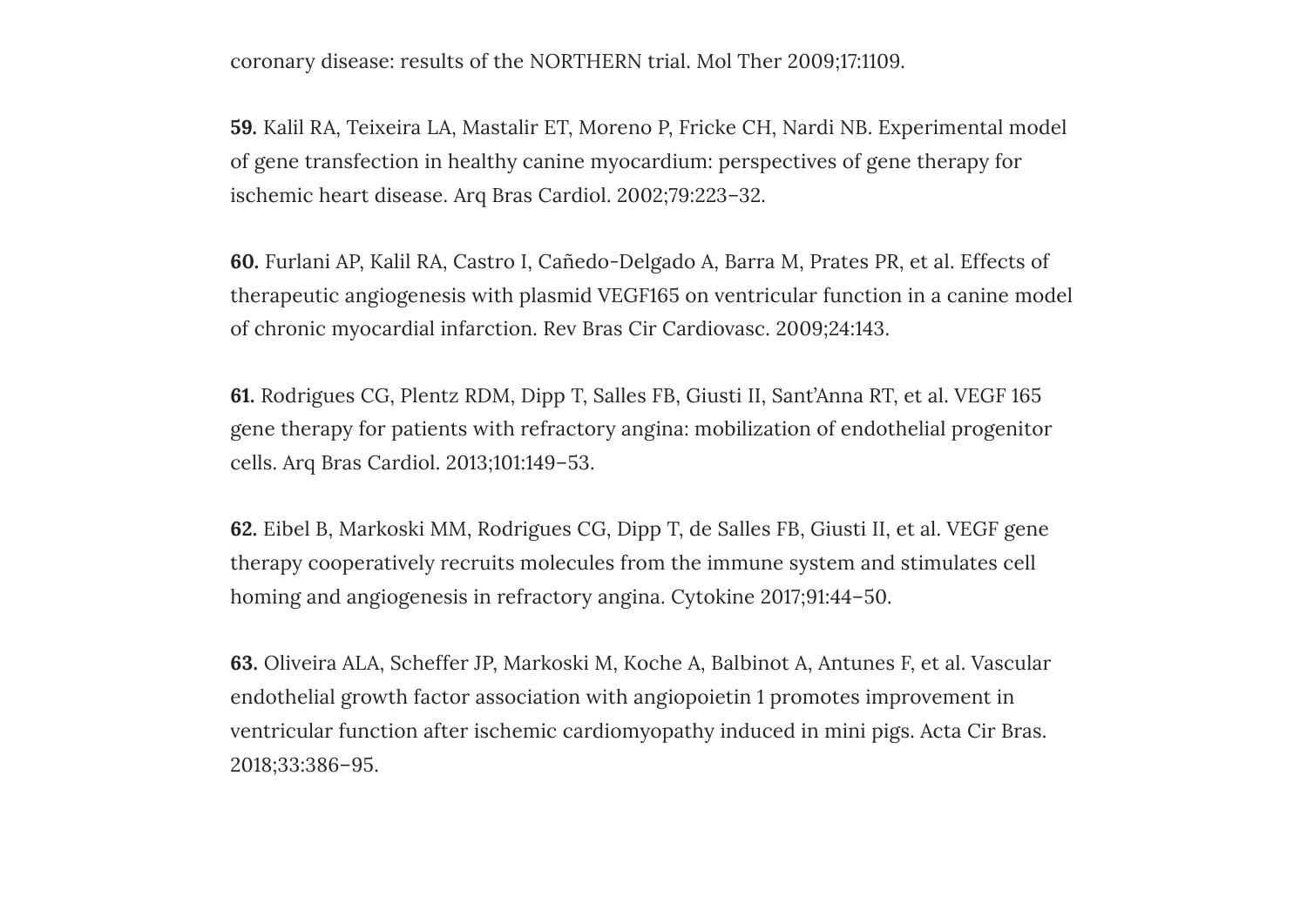coronary disease: results of the NORTHERN trial. Mol Ther 2009;17:1109.

**59.** Kalil RA, Teixeira LA, Mastalir ET, Moreno P, Fricke CH, Nardi NB. Experimental model of gene transfection in healthy canine myocardium: perspectives of gene therapy for ischemic heart disease. Arq Bras Cardiol. 2002;79:223–32.

**60.** Furlani AP, Kalil RA, Castro I, Cañedo-Delgado A, Barra M, Prates PR, et al. Effects of therapeutic angiogenesis with plasmid VEGF165 on ventricular function in a canine model of chronic myocardial infarction. Rev Bras Cir Cardiovasc. 2009;24:143.

**61.** Rodrigues CG, Plentz RDM, Dipp T, Salles FB, Giusti II, Sant'Anna RT, et al. VEGF 165 gene therapy for patients with refractory angina: mobilization of endothelial progenitor cells. Arq Bras Cardiol. 2013;101:149–53.

**62.** Eibel B, Markoski MM, Rodrigues CG, Dipp T, de Salles FB, Giusti II, et al. VEGF gene therapy cooperatively recruits molecules from the immune system and stimulates cell homing and angiogenesis in refractory angina. Cytokine 2017;91:44–50.

**63.** Oliveira ALA, Scheffer JP, Markoski M, Koche A, Balbinot A, Antunes F, et al. Vascular endothelial growth factor association with angiopoietin 1 promotes improvement in ventricular function after ischemic cardiomyopathy induced in mini pigs. Acta Cir Bras. 2018;33:386–95.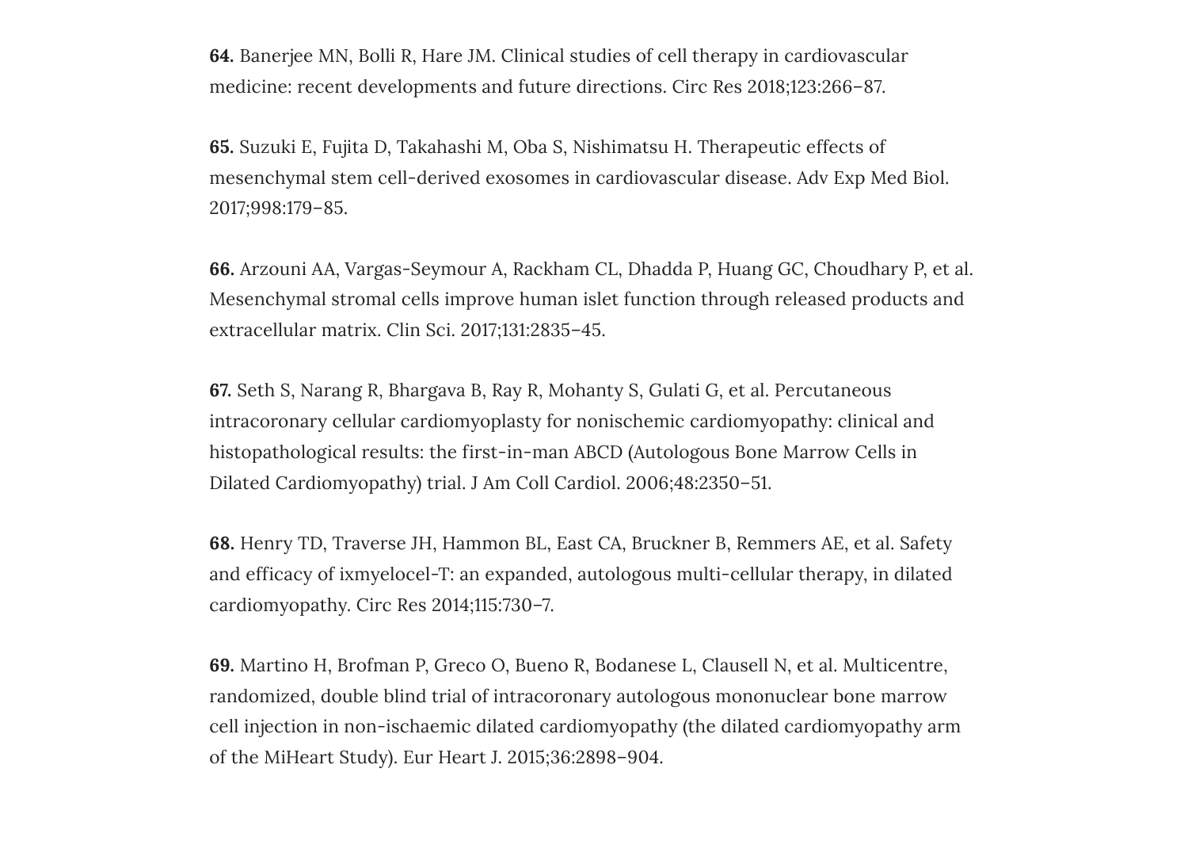**64.** Banerjee MN, Bolli R, Hare JM. Clinical studies of cell therapy in cardiovascular medicine: recent developments and future directions. Circ Res 2018;123:266–87.

**65.** Suzuki E, Fujita D, Takahashi M, Oba S, Nishimatsu H. Therapeutic effects of mesenchymal stem cell-derived exosomes in cardiovascular disease. Adv Exp Med Biol. 2017;998:179–85.

**66.** Arzouni AA, Vargas-Seymour A, Rackham CL, Dhadda P, Huang GC, Choudhary P, et al. Mesenchymal stromal cells improve human islet function through released products and extracellular matrix. Clin Sci. 2017;131:2835–45.

**67.** Seth S, Narang R, Bhargava B, Ray R, Mohanty S, Gulati G, et al. Percutaneous intracoronary cellular cardiomyoplasty for nonischemic cardiomyopathy: clinical and histopathological results: the first-in-man ABCD (Autologous Bone Marrow Cells in Dilated Cardiomyopathy) trial. J Am Coll Cardiol. 2006;48:2350–51.

**68.** Henry TD, Traverse JH, Hammon BL, East CA, Bruckner B, Remmers AE, et al. Safety and efficacy of ixmyelocel-T: an expanded, autologous multi-cellular therapy, in dilated cardiomyopathy. Circ Res 2014;115:730–7.

**69.** Martino H, Brofman P, Greco O, Bueno R, Bodanese L, Clausell N, et al. Multicentre, randomized, double blind trial of intracoronary autologous mononuclear bone marrow cell injection in non-ischaemic dilated cardiomyopathy (the dilated cardiomyopathy arm of the MiHeart Study). Eur Heart J. 2015;36:2898–904.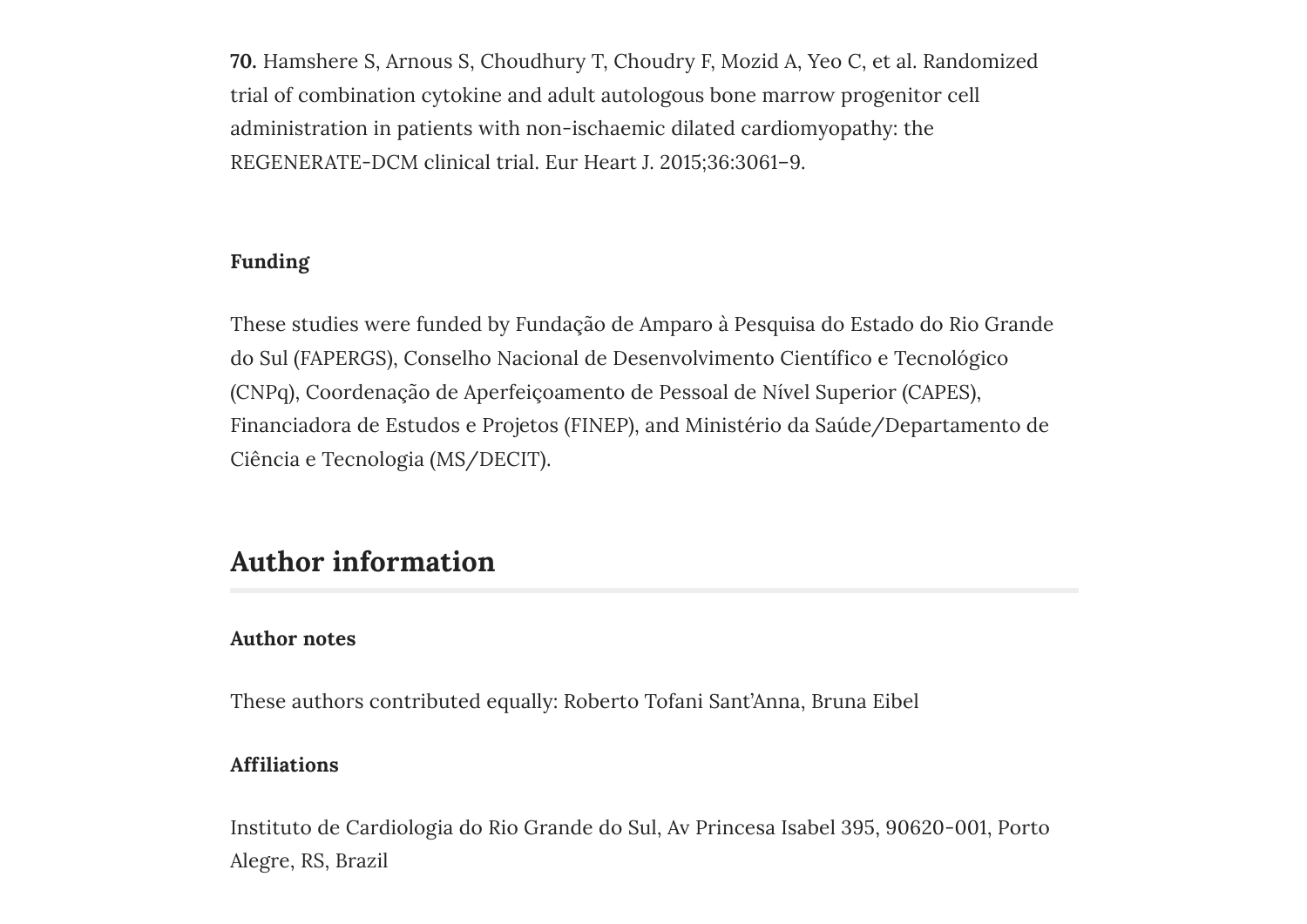**70.** Hamshere S, Arnous S, Choudhury T, Choudry F, Mozid A, Yeo C, et al. Randomized trial of combination cytokine and adult autologous bone marrow progenitor cell administration in patients with non-ischaemic dilated cardiomyopathy: the REGENERATE-DCM clinical trial. Eur Heart J. 2015;36:3061–9.

### Funding

These studies were funded by Fundação de Amparo à Pesquisa do Estado do Rio Grande do Sul (FAPERGS), Conselho Nacional de Desenvolvimento Científico e Tecnológico (CNPq), Coordenação de Aperfeiçoamento de Pessoal de Nível Superior (CAPES), Financiadora de Estudos e Projetos (FINEP), and Ministério da Saúde/Departamento de Ciência e Tecnologia (MS/DECIT).

## Author information

### Author notes

These authors contributed equally: Roberto Tofani Sant'Anna, Bruna Eibel

### Affiliations

Instituto de Cardiologia do Rio Grande do Sul, Av Princesa Isabel 395, 90620-001, Porto Alegre, RS, Brazil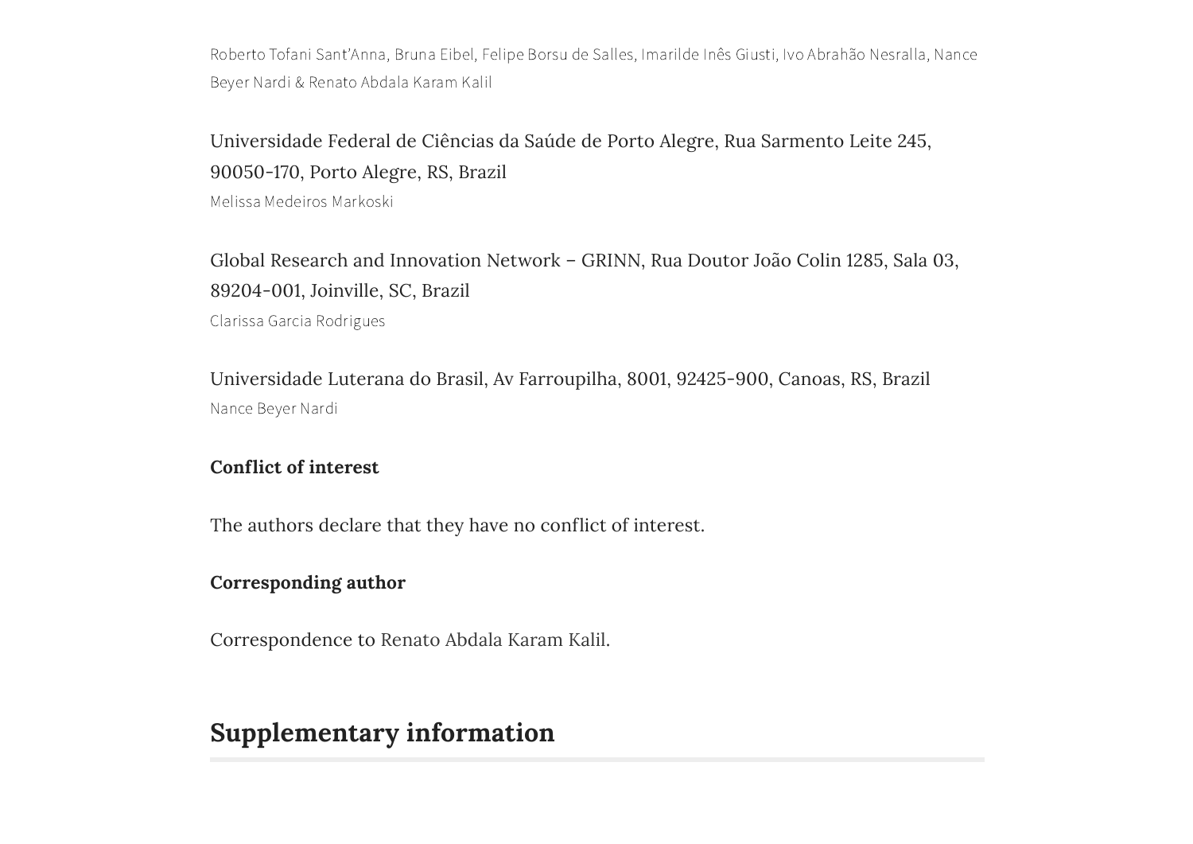Roberto Tofani Sant'Anna, Bruna Eibel, Felipe Borsu de Salles, Imarilde Inês Giusti, Ivo Abrahão Nesralla, Nance Beyer Nardi & Renato Abdala Karam Kalil

Universidade Federal de Ciências da Saúde de Porto Alegre, Rua Sarmento Leite 245, 90050-170, Porto Alegre, RS, Brazil

Melissa Medeiros Markoski

Global Research and Innovation Network – GRINN, Rua Doutor João Colin 1285, Sala 03, 89204-001, Joinville, SC, Brazil

Clarissa Garcia Rodrigues

Universidade Luterana do Brasil, Av Farroupilha, 8001, 92425-900, Canoas, RS, Brazil

Nance Beyer Nardi

**Conflict of interest**

The authors declare that they have no conflict of interest.

**Corresponding author**

Correspondence to Renato Abdala Karam Kalil.

## Supplementary information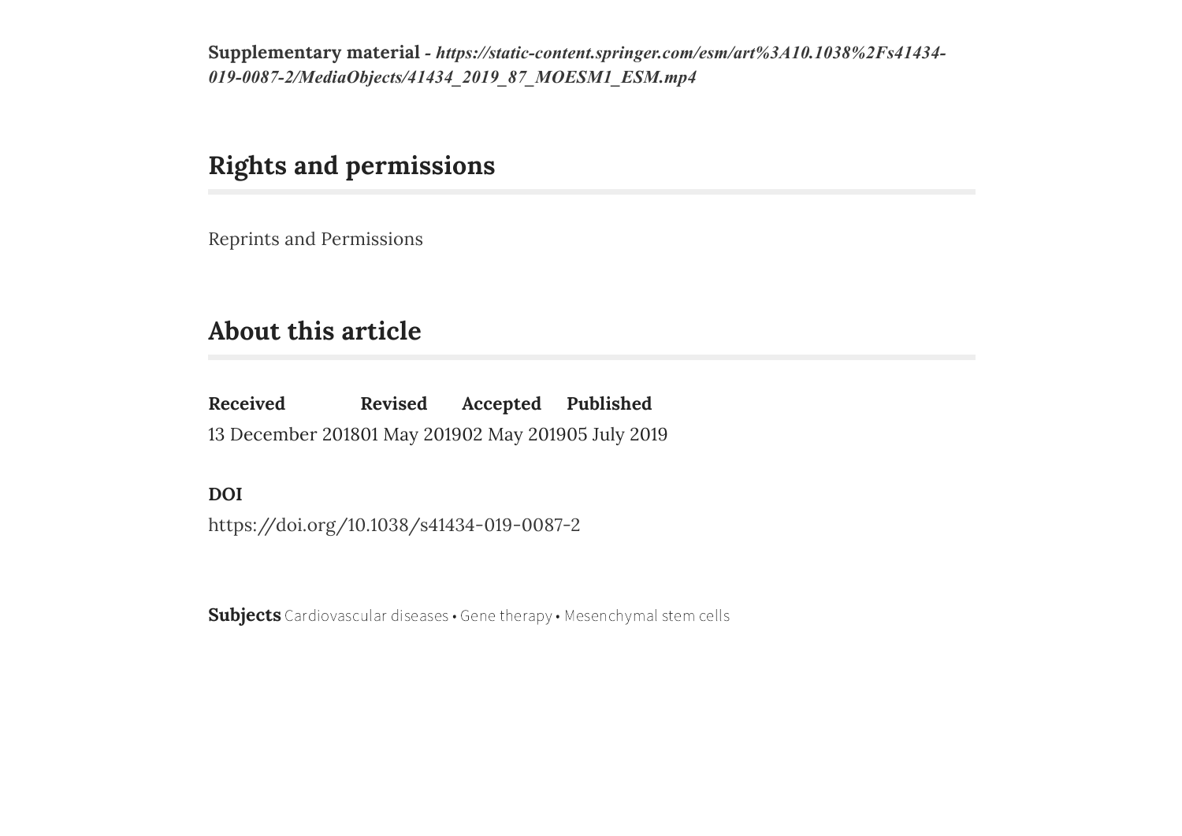**Supplementary material** - ***https://static-content.springer.com/esm/art%3A10.1038%2Fs41434-019-0087-2/MediaObjects/41434_2019_87_MOESM1_ESM.mp4***

## Rights and permissions

Reprints and Permissions

## About this article

| Received | Revised | Accepted | Published |
|---|---|---|---|
| 13 December 2018 | 01 May 2019 | 02 May 2019 | 05 July 2019 |

**DOI**

https://doi.org/10.1038/s41434-019-0087-2

**Subjects** Cardiovascular diseases • Gene therapy • Mesenchymal stem cells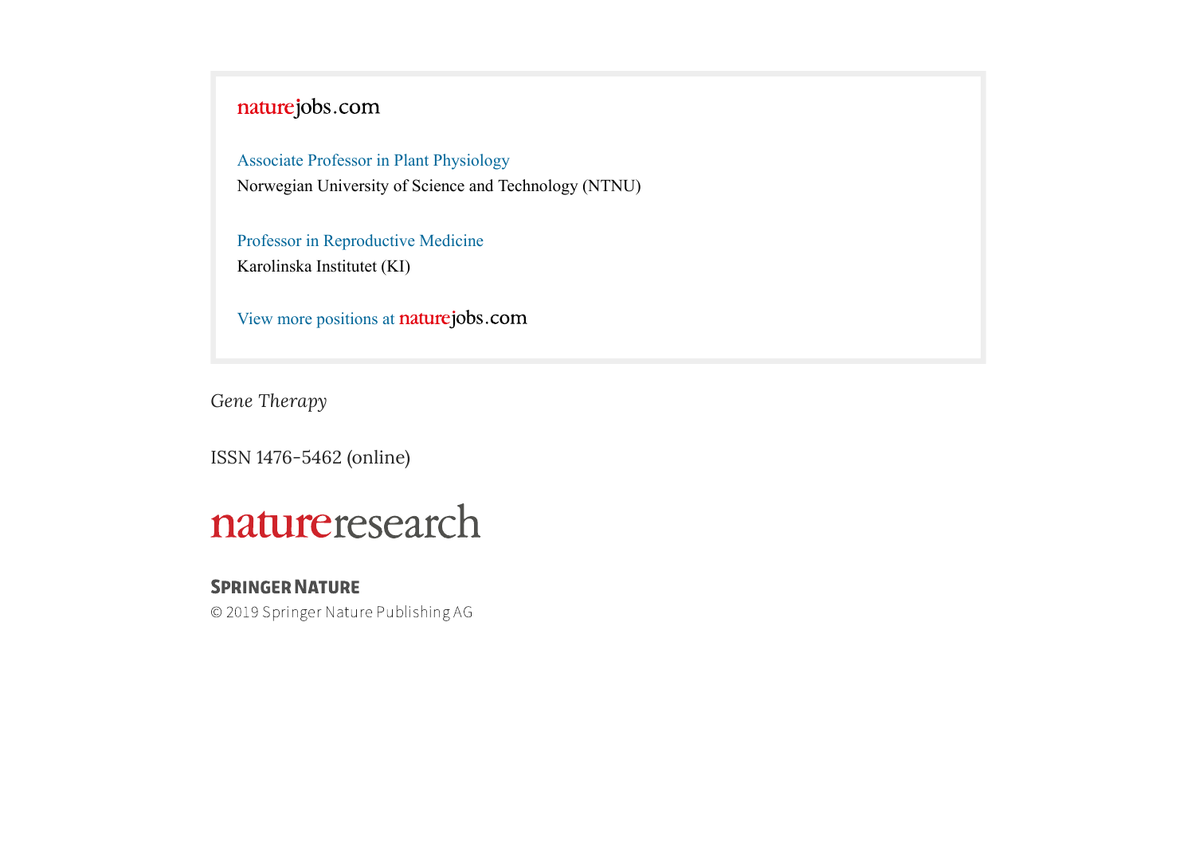naturejobs.com

Associate Professor in Plant Physiology
Norwegian University of Science and Technology (NTNU)

Professor in Reproductive Medicine
Karolinska Institutet (KI)

View more positions at naturejobs.com

*Gene Therapy*

ISSN 1476-5462 (online)

natureresearch

SPRINGER NATURE
© 2019 Springer Nature Publishing AG